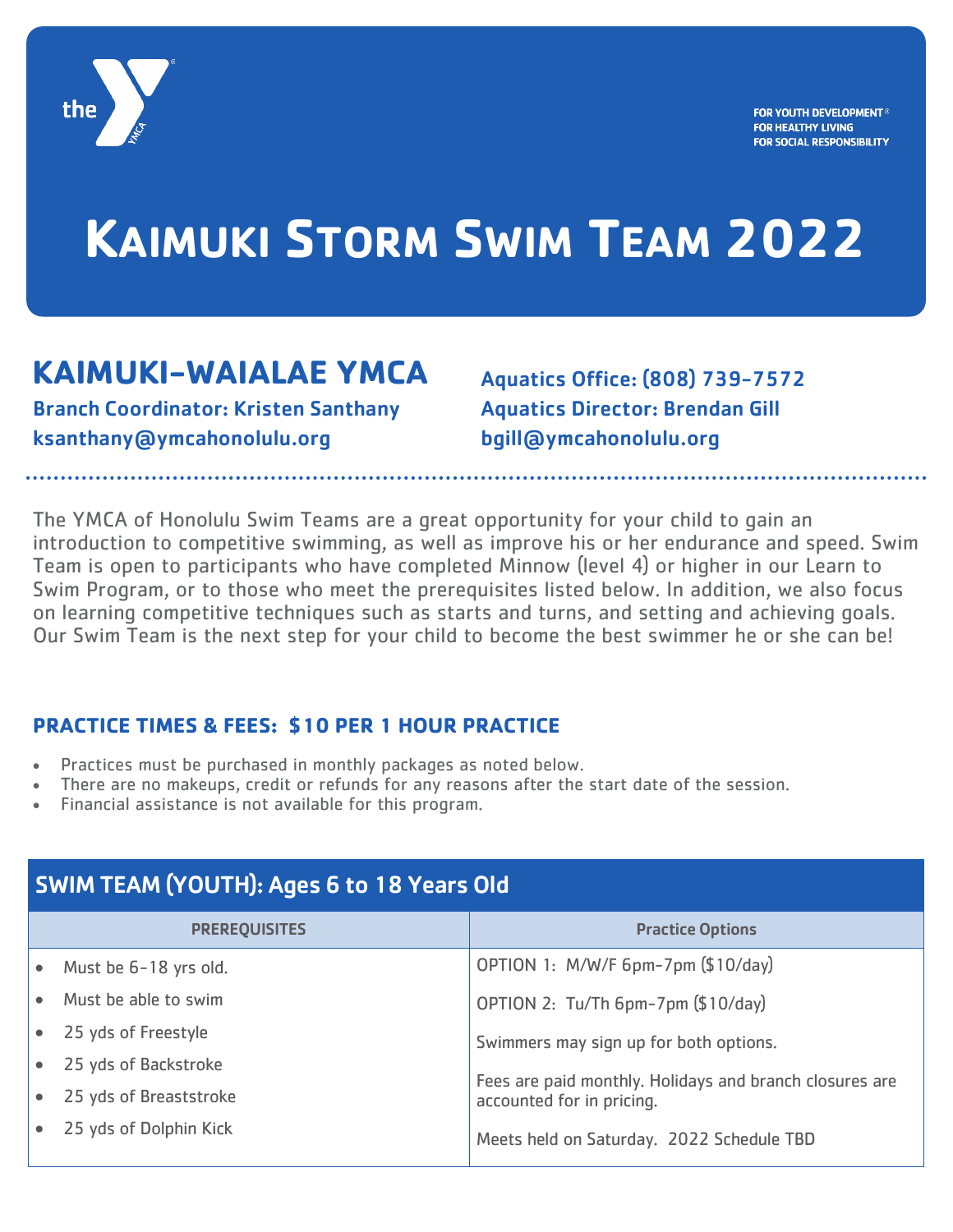FOR YOUTH DEVELOPMENT®
FOR HEALTHY LIVING
FOR SOCIAL RESPONSIBILITY

# Kaimuki Storm Swim Team 2022

## KAIMUKI-WAIALAE YMCA

**Branch Coordinator: Kristen Santhany**
**ksanthany@ymcahonolulu.org**

**Aquatics Office: (808) 739-7572**
**Aquatics Director: Brendan Gill**
**bgill@ymcahonolulu.org**

The YMCA of Honolulu Swim Teams are a great opportunity for your child to gain an introduction to competitive swimming, as well as improve his or her endurance and speed. Swim Team is open to participants who have completed Minnow (level 4) or higher in our Learn to Swim Program, or to those who meet the prerequisites listed below. In addition, we also focus on learning competitive techniques such as starts and turns, and setting and achieving goals. Our Swim Team is the next step for your child to become the best swimmer he or she can be!

### PRACTICE TIMES & FEES: $10 PER 1 HOUR PRACTICE

- Practices must be purchased in monthly packages as noted below.
- There are no makeups, credit or refunds for any reasons after the start date of the session.
- Financial assistance is not available for this program.

### SWIM TEAM (YOUTH): Ages 6 to 18 Years Old

| PREREQUISITES | Practice Options |
|---|---|
| • Must be 6-18 yrs old.<br>• Must be able to swim<br>• 25 yds of Freestyle<br>• 25 yds of Backstroke<br>• 25 yds of Breaststroke<br>• 25 yds of Dolphin Kick | OPTION 1: M/W/F 6pm-7pm ($10/day)<br><br>OPTION 2: Tu/Th 6pm-7pm ($10/day)<br><br>Swimmers may sign up for both options.<br><br>Fees are paid monthly. Holidays and branch closures are accounted for in pricing.<br><br>Meets held on Saturday. 2022 Schedule TBD |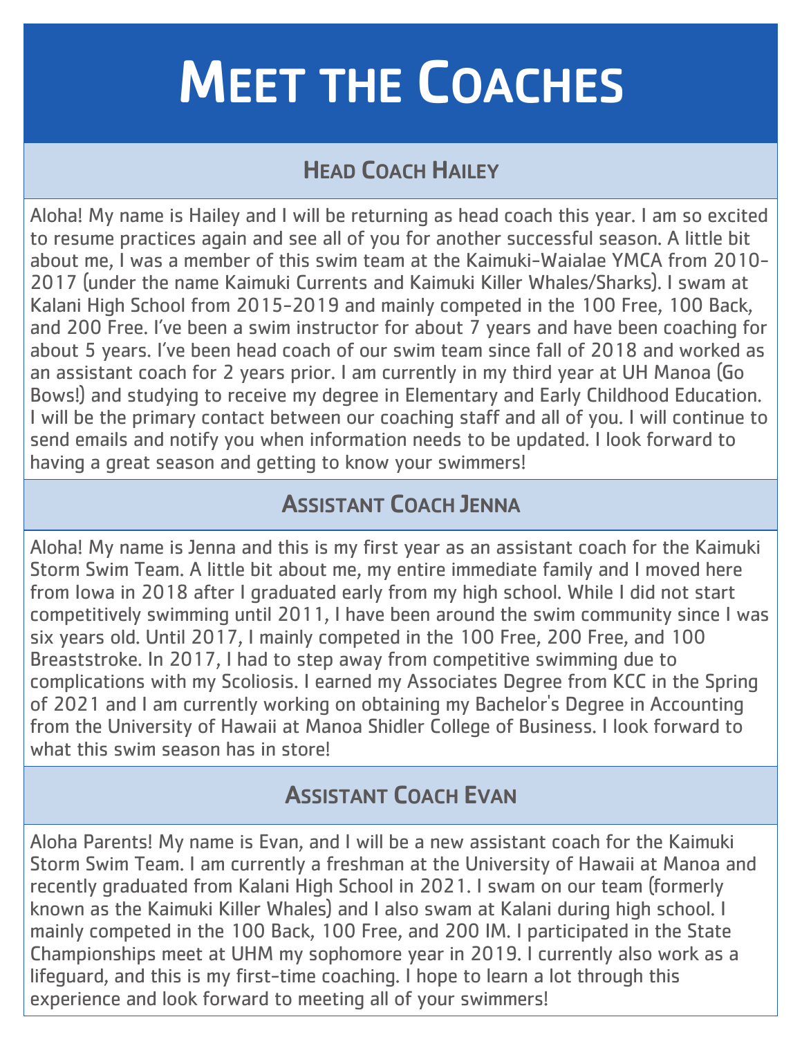# Meet the Coaches

## Head Coach Hailey

Aloha! My name is Hailey and I will be returning as head coach this year. I am so excited to resume practices again and see all of you for another successful season. A little bit about me, I was a member of this swim team at the Kaimuki-Waialae YMCA from 2010-2017 (under the name Kaimuki Currents and Kaimuki Killer Whales/Sharks). I swam at Kalani High School from 2015-2019 and mainly competed in the 100 Free, 100 Back, and 200 Free. I've been a swim instructor for about 7 years and have been coaching for about 5 years. I've been head coach of our swim team since fall of 2018 and worked as an assistant coach for 2 years prior. I am currently in my third year at UH Manoa (Go Bows!) and studying to receive my degree in Elementary and Early Childhood Education. I will be the primary contact between our coaching staff and all of you. I will continue to send emails and notify you when information needs to be updated. I look forward to having a great season and getting to know your swimmers!

## Assistant Coach Jenna

Aloha! My name is Jenna and this is my first year as an assistant coach for the Kaimuki Storm Swim Team. A little bit about me, my entire immediate family and I moved here from Iowa in 2018 after I graduated early from my high school. While I did not start competitively swimming until 2011, I have been around the swim community since I was six years old. Until 2017, I mainly competed in the 100 Free, 200 Free, and 100 Breaststroke. In 2017, I had to step away from competitive swimming due to complications with my Scoliosis. I earned my Associates Degree from KCC in the Spring of 2021 and I am currently working on obtaining my Bachelor's Degree in Accounting from the University of Hawaii at Manoa Shidler College of Business. I look forward to what this swim season has in store!

## Assistant Coach Evan

Aloha Parents! My name is Evan, and I will be a new assistant coach for the Kaimuki Storm Swim Team. I am currently a freshman at the University of Hawaii at Manoa and recently graduated from Kalani High School in 2021. I swam on our team (formerly known as the Kaimuki Killer Whales) and I also swam at Kalani during high school. I mainly competed in the 100 Back, 100 Free, and 200 IM. I participated in the State Championships meet at UHM my sophomore year in 2019. I currently also work as a lifeguard, and this is my first-time coaching. I hope to learn a lot through this experience and look forward to meeting all of your swimmers!